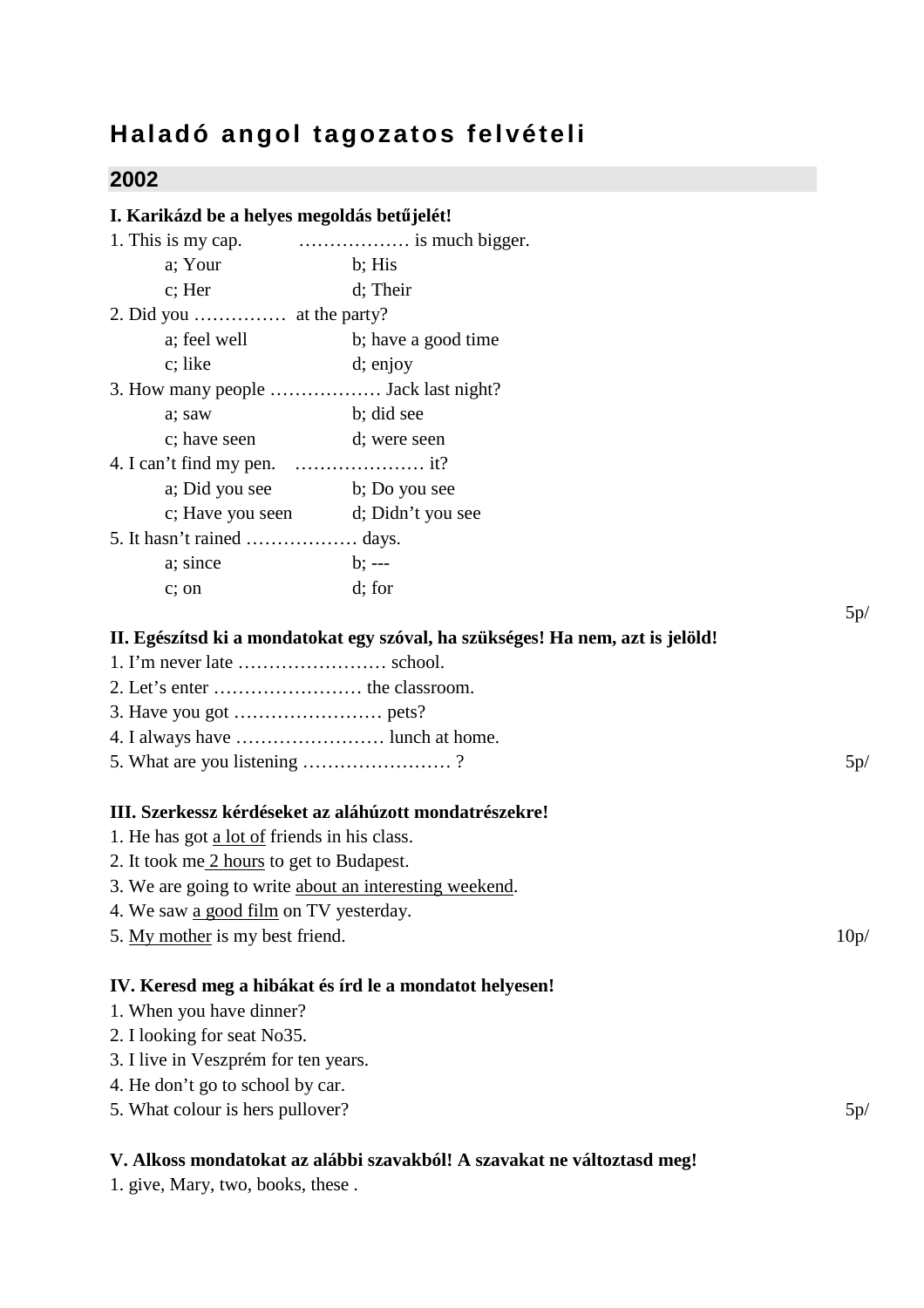# Haladó angol tagozatos felvételi

## 2002

**I. Karikázd be a helyes megoldás betűjelét!**

1. This is my cap. ……………… is much bigger.
   - a; Your b; His
   - c; Her d; Their
2. Did you …………… at the party?
   - a; feel well b; have a good time
   - c; like d; enjoy
3. How many people ……………… Jack last night?
   - a; saw b; did see
   - c; have seen d; were seen
4. I can't find my pen. ………………… it?
   - a; Did you see b; Do you see
   - c; Have you seen d; Didn't you see
5. It hasn't rained ……………… days.
   - a; since b; ---
   - c; on d; for

5p/

**II. Egészítsd ki a mondatokat egy szóval, ha szükséges! Ha nem, azt is jelöld!**

1. I'm never late …………………… school.
2. Let's enter …………………… the classroom.
3. Have you got …………………… pets?
4. I always have …………………… lunch at home.
5. What are you listening …………………… ?

5p/

**III. Szerkessz kérdéseket az aláhúzott mondatrészekre!**

1. He has got <u>a lot of</u> friends in his class.
2. It took me <u>2 hours</u> to get to Budapest.
3. We are going to write <u>about an interesting weekend</u>.
4. We saw <u>a good film</u> on TV yesterday.
5. <u>My mother</u> is my best friend.

10p/

**IV. Keresd meg a hibákat és írd le a mondatot helyesen!**

1. When you have dinner?
2. I looking for seat No35.
3. I live in Veszprém for ten years.
4. He don't go to school by car.
5. What colour is hers pullover?

5p/

**V. Alkoss mondatokat az alábbi szavakból! A szavakat ne változtasd meg!**

1. give, Mary, two, books, these .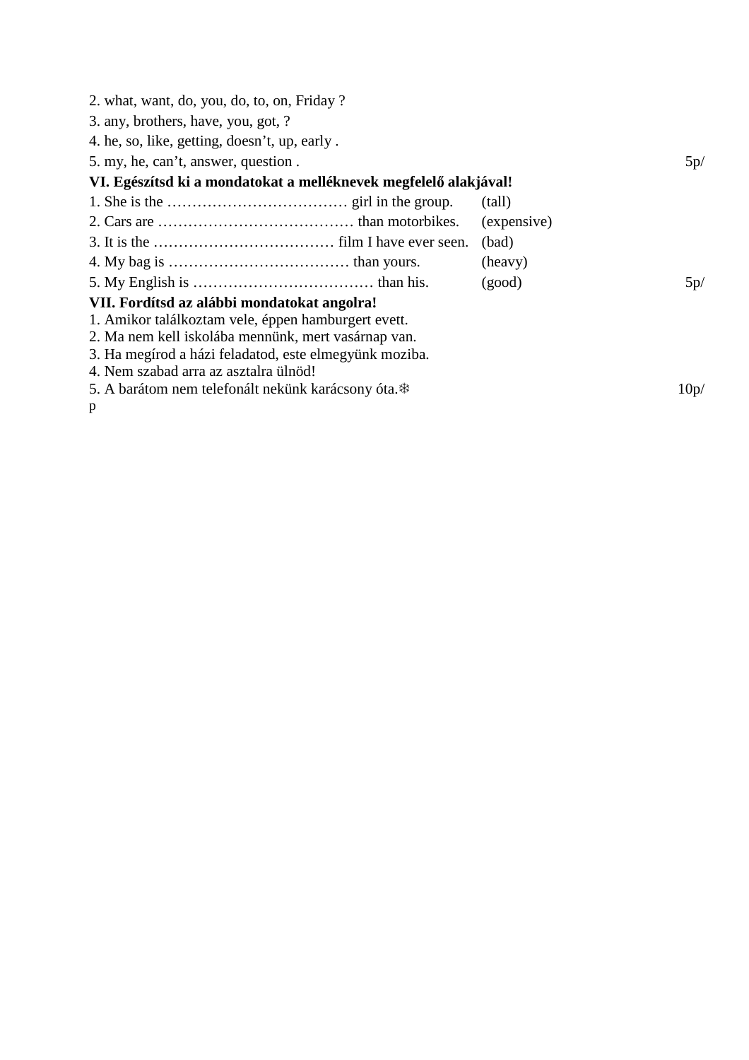2. what, want, do, you, do, to, on, Friday ?
3. any, brothers, have, you, got, ?
4. he, so, like, getting, doesn't, up, early .
5. my, he, can't, answer, question . 5p/

**VI. Egészítsd ki a mondatokat a melléknevek megfelelő alakjával!**

1. She is the ……………………………… girl in the group. (tall)
2. Cars are ………………………………… than motorbikes. (expensive)
3. It is the ……………………………… film I have ever seen. (bad)
4. My bag is ……………………………… than yours. (heavy)
5. My English is ……………………………… than his. (good) 5p/

**VII. Fordítsd az alábbi mondatokat angolra!**

1. Amikor találkoztam vele, éppen hamburgert evett.
2. Ma nem kell iskolába mennünk, mert vasárnap van.
3. Ha megírod a házi feladatod, este elmegyünk moziba.
4. Nem szabad arra az asztalra ülnöd!
5. A barátom nem telefonált nekünk karácsony óta.❄ 10p/

p